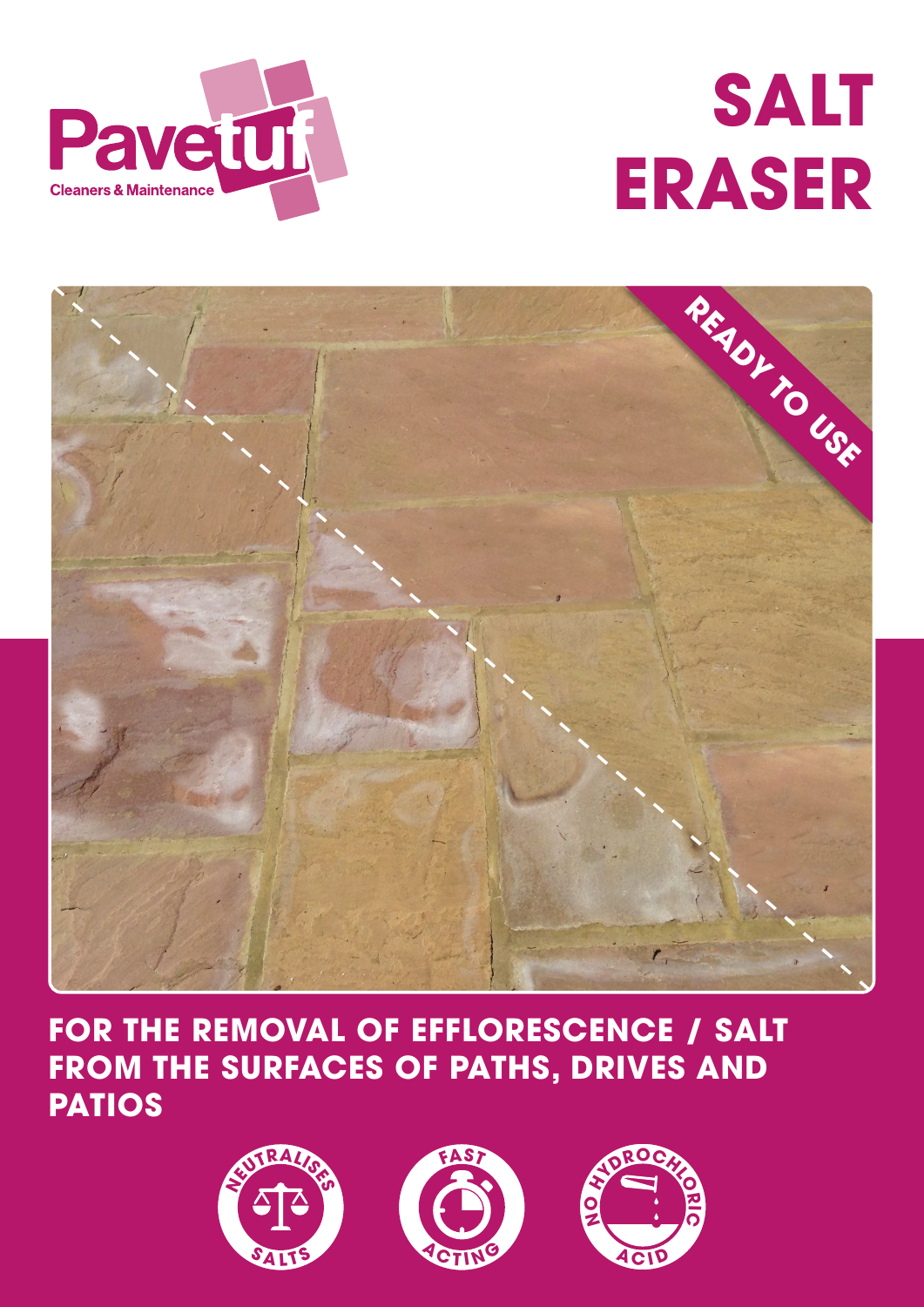Pavetuf

Cleaners & Maintenance

# SALT ERASER

READY TO USE

## FOR THE REMOVAL OF EFFLORESCENCE / SALT FROM THE SURFACES OF PATHS, DRIVES AND PATIOS

NEUTRALISES SALTS

FAST ACTING

NO HYDROCHLORIC ACID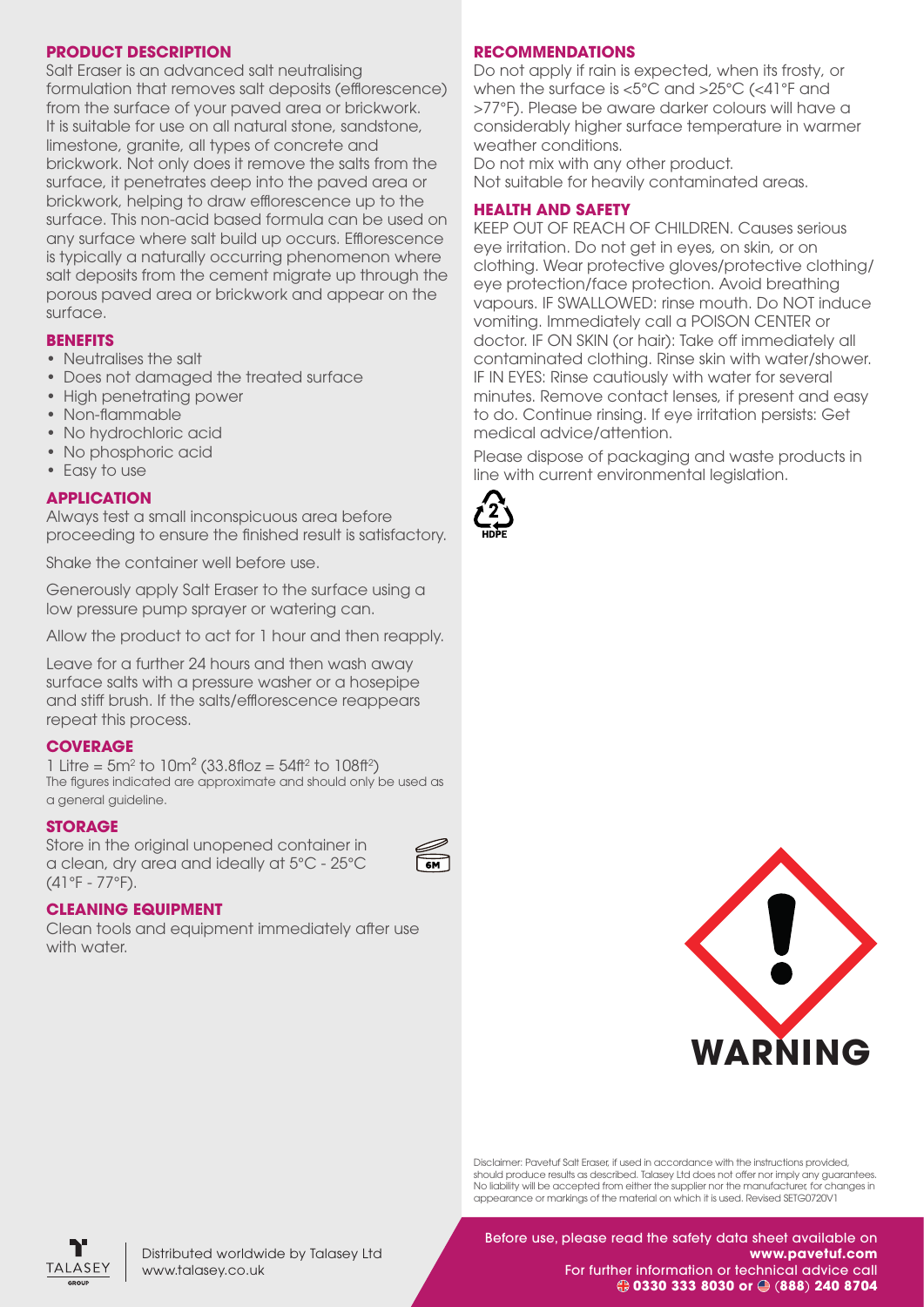## PRODUCT DESCRIPTION

Salt Eraser is an advanced salt neutralising formulation that removes salt deposits (efflorescence) from the surface of your paved area or brickwork. It is suitable for use on all natural stone, sandstone, limestone, granite, all types of concrete and brickwork. Not only does it remove the salts from the surface, it penetrates deep into the paved area or brickwork, helping to draw efflorescence up to the surface. This non-acid based formula can be used on any surface where salt build up occurs. Efflorescence is typically a naturally occurring phenomenon where salt deposits from the cement migrate up through the porous paved area or brickwork and appear on the surface.

## BENEFITS

- Neutralises the salt
- Does not damaged the treated surface
- High penetrating power
- Non-flammable
- No hydrochloric acid
- No phosphoric acid
- Easy to use

## APPLICATION

Always test a small inconspicuous area before proceeding to ensure the finished result is satisfactory.

Shake the container well before use.

Generously apply Salt Eraser to the surface using a low pressure pump sprayer or watering can.

Allow the product to act for 1 hour and then reapply.

Leave for a further 24 hours and then wash away surface salts with a pressure washer or a hosepipe and stiff brush. If the salts/efflorescence reappears repeat this process.

## COVERAGE

1 Litre = 5m² to 10m² (33.8floz = 54ft² to 108ft²)
The figures indicated are approximate and should only be used as a general guideline.

## STORAGE

Store in the original unopened container in a clean, dry area and ideally at 5°C - 25°C (41°F - 77°F).

6M

## CLEANING EQUIPMENT

Clean tools and equipment immediately after use with water.

## RECOMMENDATIONS

Do not apply if rain is expected, when its frosty, or when the surface is <5°C and >25°C (<41°F and >77°F). Please be aware darker colours will have a considerably higher surface temperature in warmer weather conditions.
Do not mix with any other product.
Not suitable for heavily contaminated areas.

## HEALTH AND SAFETY

KEEP OUT OF REACH OF CHILDREN. Causes serious eye irritation. Do not get in eyes, on skin, or on clothing. Wear protective gloves/protective clothing/ eye protection/face protection. Avoid breathing vapours. IF SWALLOWED: rinse mouth. Do NOT induce vomiting. Immediately call a POISON CENTER or doctor. IF ON SKIN (or hair): Take off immediately all contaminated clothing. Rinse skin with water/shower. IF IN EYES: Rinse cautiously with water for several minutes. Remove contact lenses, if present and easy to do. Continue rinsing. If eye irritation persists: Get medical advice/attention.

Please dispose of packaging and waste products in line with current environmental legislation.

2 HDPE

WARNING

Disclaimer: Pavetuf Salt Eraser, if used in accordance with the instructions provided, should produce results as described. Talasey Ltd does not offer nor imply any guarantees. No liability will be accepted from either the supplier nor the manufacturer, for changes in appearance or markings of the material on which it is used. Revised SETG0720V1

TALASEY GROUP

Distributed worldwide by Talasey Ltd
www.talasey.co.uk

Before use, please read the safety data sheet available on **www.pavetuf.com**
For further information or technical advice call
**0330 333 8030 or (888) 240 8704**